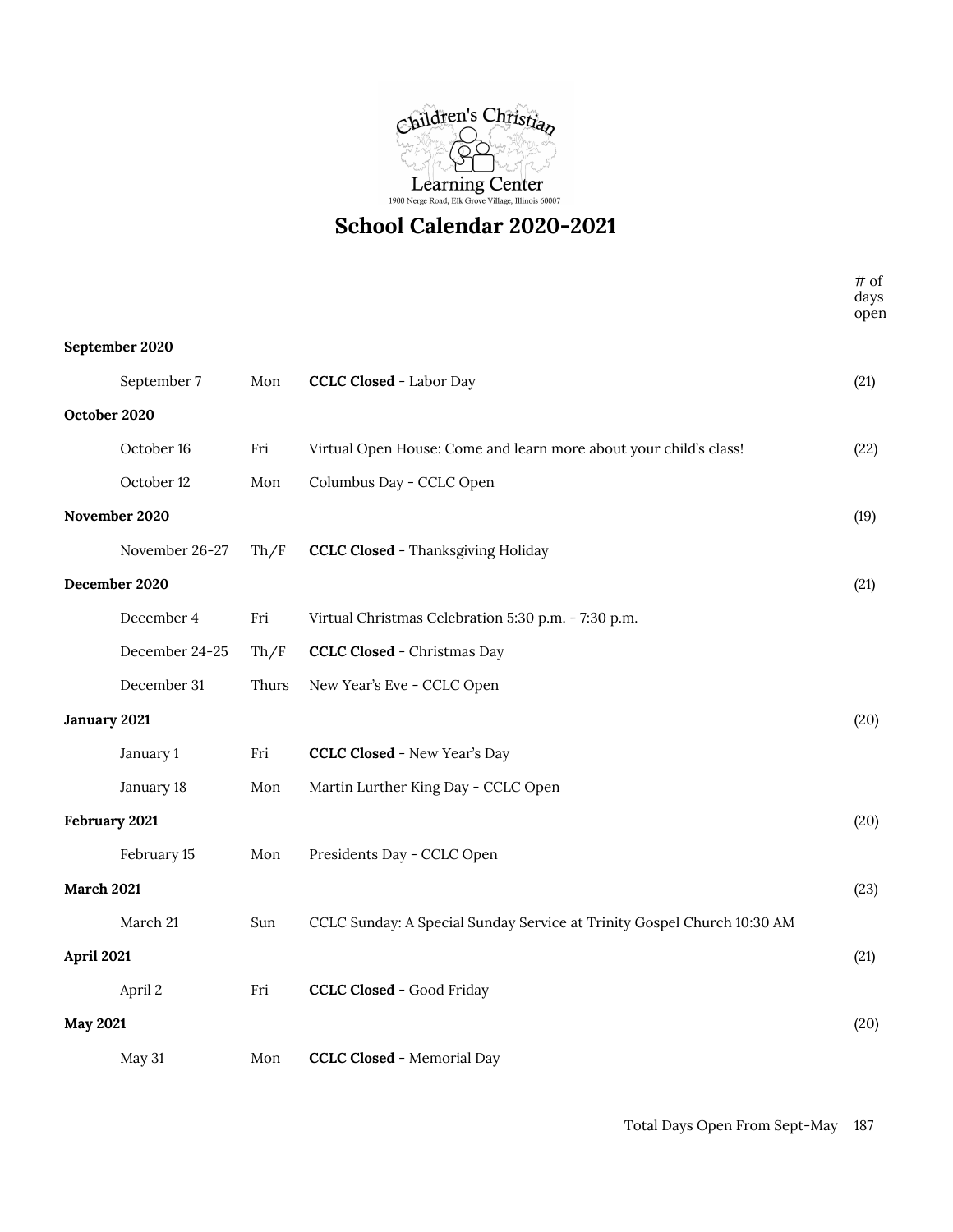Children's Christian Learning Center
1900 Nerge Road, Elk Grove Village, Illinois 60007

# School Calendar 2020-2021

| | | | | # of days open |
|---|---|---|---|---|
| **September 2020** | | | | |
| | September 7 | Mon | **CCLC Closed** - Labor Day | (21) |
| **October 2020** | | | | |
| | October 16 | Fri | Virtual Open House: Come and learn more about your child's class! | (22) |
| | October 12 | Mon | Columbus Day - CCLC Open | |
| **November 2020** | | | | (19) |
| | November 26-27 | Th/F | **CCLC Closed** - Thanksgiving Holiday | |
| **December 2020** | | | | (21) |
| | December 4 | Fri | Virtual Christmas Celebration 5:30 p.m. - 7:30 p.m. | |
| | December 24-25 | Th/F | **CCLC Closed** - Christmas Day | |
| | December 31 | Thurs | New Year's Eve - CCLC Open | |
| **January 2021** | | | | (20) |
| | January 1 | Fri | **CCLC Closed** - New Year's Day | |
| | January 18 | Mon | Martin Lurther King Day - CCLC Open | |
| **February 2021** | | | | (20) |
| | February 15 | Mon | Presidents Day - CCLC Open | |
| **March 2021** | | | | (23) |
| | March 21 | Sun | CCLC Sunday: A Special Sunday Service at Trinity Gospel Church 10:30 AM | |
| **April 2021** | | | | (21) |
| | April 2 | Fri | **CCLC Closed** - Good Friday | |
| **May 2021** | | | | (20) |
| | May 31 | Mon | **CCLC Closed** - Memorial Day | |

Total Days Open From Sept-May 187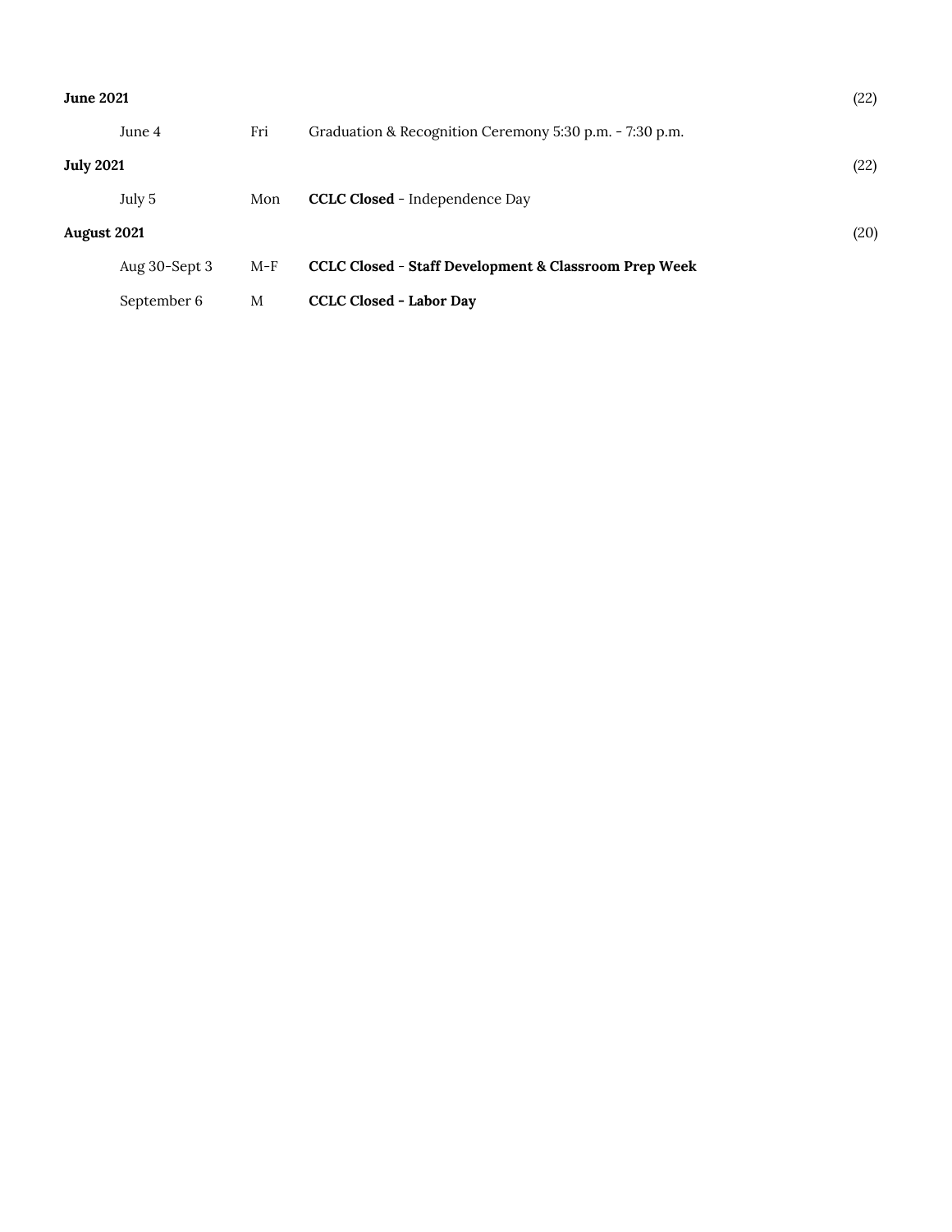| | | | |
|---|---|---|---|
| **June 2021** | | | (22) |
| June 4 | Fri | Graduation & Recognition Ceremony 5:30 p.m. - 7:30 p.m. | |
| **July 2021** | | | (22) |
| July 5 | Mon | **CCLC Closed** - Independence Day | |
| **August 2021** | | | (20) |
| Aug 30-Sept 3 | M-F | **CCLC Closed** - **Staff Development & Classroom Prep Week** | |
| September 6 | M | **CCLC Closed - Labor Day** | |